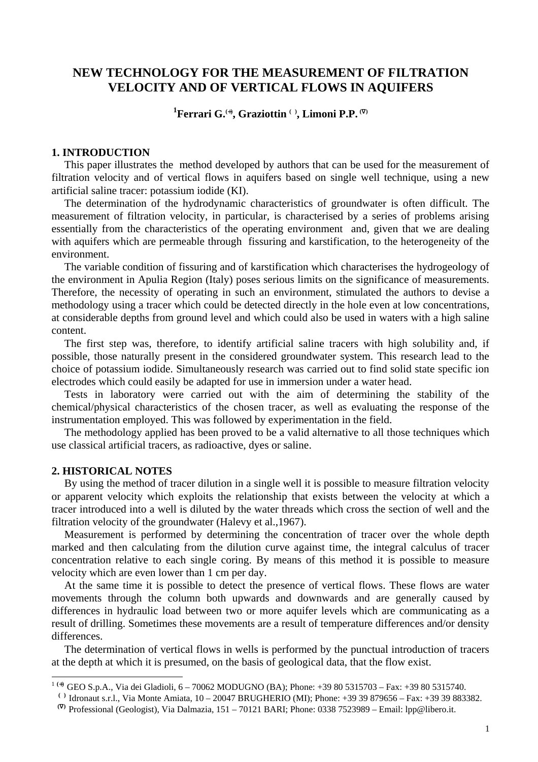# NEW TECHNOLOGY FOR THE MEASUREMENT OF FILTRATION VELOCITY AND OF VERTICAL FLOWS IN AQUIFERS

**[1]Ferrari G.[(+)], Graziottin [( )], Limoni P.P. [(∇)]**

## 1. INTRODUCTION

This paper illustrates the method developed by authors that can be used for the measurement of filtration velocity and of vertical flows in aquifers based on single well technique, using a new artificial saline tracer: potassium iodide (KI).

The determination of the hydrodynamic characteristics of groundwater is often difficult. The measurement of filtration velocity, in particular, is characterised by a series of problems arising essentially from the characteristics of the operating environment and, given that we are dealing with aquifers which are permeable through fissuring and karstification, to the heterogeneity of the environment.

The variable condition of fissuring and of karstification which characterises the hydrogeology of the environment in Apulia Region (Italy) poses serious limits on the significance of measurements. Therefore, the necessity of operating in such an environment, stimulated the authors to devise a methodology using a tracer which could be detected directly in the hole even at low concentrations, at considerable depths from ground level and which could also be used in waters with a high saline content.

The first step was, therefore, to identify artificial saline tracers with high solubility and, if possible, those naturally present in the considered groundwater system. This research lead to the choice of potassium iodide. Simultaneously research was carried out to find solid state specific ion electrodes which could easily be adapted for use in immersion under a water head.

Tests in laboratory were carried out with the aim of determining the stability of the chemical/physical characteristics of the chosen tracer, as well as evaluating the response of the instrumentation employed. This was followed by experimentation in the field.

The methodology applied has been proved to be a valid alternative to all those techniques which use classical artificial tracers, as radioactive, dyes or saline.

## 2. HISTORICAL NOTES

By using the method of tracer dilution in a single well it is possible to measure filtration velocity or apparent velocity which exploits the relationship that exists between the velocity at which a tracer introduced into a well is diluted by the water threads which cross the section of well and the filtration velocity of the groundwater (Halevy et al.,1967).

Measurement is performed by determining the concentration of tracer over the whole depth marked and then calculating from the dilution curve against time, the integral calculus of tracer concentration relative to each single coring. By means of this method it is possible to measure velocity which are even lower than 1 cm per day.

At the same time it is possible to detect the presence of vertical flows. These flows are water movements through the column both upwards and downwards and are generally caused by differences in hydraulic load between two or more aquifer levels which are communicating as a result of drilling. Sometimes these movements are a result of temperature differences and/or density differences.

The determination of vertical flows in wells is performed by the punctual introduction of tracers at the depth at which it is presumed, on the basis of geological data, that the flow exist.

---

[1] [(+)] GEO S.p.A., Via dei Gladioli, 6 – 70062 MODUGNO (BA); Phone: +39 80 5315703 – Fax: +39 80 5315740.

[( )] Idronaut s.r.l., Via Monte Amiata, 10 – 20047 BRUGHERIO (MI); Phone: +39 39 879656 – Fax: +39 39 883382.

[(∇)] Professional (Geologist), Via Dalmazia, 151 – 70121 BARI; Phone: 0338 7523989 – Email: lpp@libero.it.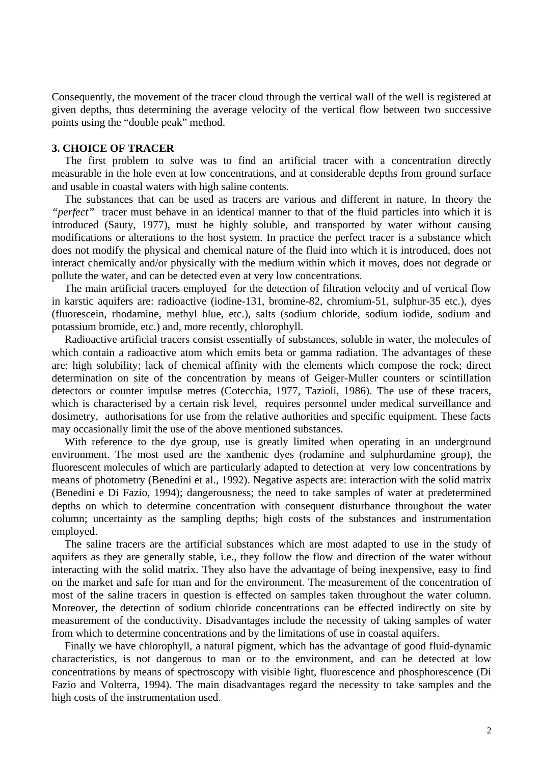Consequently, the movement of the tracer cloud through the vertical wall of the well is registered at given depths, thus determining the average velocity of the vertical flow between two successive points using the "double peak" method.

## 3. CHOICE OF TRACER

The first problem to solve was to find an artificial tracer with a concentration directly measurable in the hole even at low concentrations, and at considerable depths from ground surface and usable in coastal waters with high saline contents.

The substances that can be used as tracers are various and different in nature. In theory the *"perfect"* tracer must behave in an identical manner to that of the fluid particles into which it is introduced (Sauty, 1977), must be highly soluble, and transported by water without causing modifications or alterations to the host system. In practice the perfect tracer is a substance which does not modify the physical and chemical nature of the fluid into which it is introduced, does not interact chemically and/or physically with the medium within which it moves, does not degrade or pollute the water, and can be detected even at very low concentrations.

The main artificial tracers employed for the detection of filtration velocity and of vertical flow in karstic aquifers are: radioactive (iodine-131, bromine-82, chromium-51, sulphur-35 etc.), dyes (fluorescein, rhodamine, methyl blue, etc.), salts (sodium chloride, sodium iodide, sodium and potassium bromide, etc.) and, more recently, chlorophyll.

Radioactive artificial tracers consist essentially of substances, soluble in water, the molecules of which contain a radioactive atom which emits beta or gamma radiation. The advantages of these are: high solubility; lack of chemical affinity with the elements which compose the rock; direct determination on site of the concentration by means of Geiger-Muller counters or scintillation detectors or counter impulse metres (Cotecchia, 1977, Tazioli, 1986). The use of these tracers, which is characterised by a certain risk level, requires personnel under medical surveillance and dosimetry, authorisations for use from the relative authorities and specific equipment. These facts may occasionally limit the use of the above mentioned substances.

With reference to the dye group, use is greatly limited when operating in an underground environment. The most used are the xanthenic dyes (rodamine and sulphurdamine group), the fluorescent molecules of which are particularly adapted to detection at very low concentrations by means of photometry (Benedini et al., 1992). Negative aspects are: interaction with the solid matrix (Benedini e Di Fazio, 1994); dangerousness; the need to take samples of water at predetermined depths on which to determine concentration with consequent disturbance throughout the water column; uncertainty as the sampling depths; high costs of the substances and instrumentation employed.

The saline tracers are the artificial substances which are most adapted to use in the study of aquifers as they are generally stable, i.e., they follow the flow and direction of the water without interacting with the solid matrix. They also have the advantage of being inexpensive, easy to find on the market and safe for man and for the environment. The measurement of the concentration of most of the saline tracers in question is effected on samples taken throughout the water column. Moreover, the detection of sodium chloride concentrations can be effected indirectly on site by measurement of the conductivity. Disadvantages include the necessity of taking samples of water from which to determine concentrations and by the limitations of use in coastal aquifers.

Finally we have chlorophyll, a natural pigment, which has the advantage of good fluid-dynamic characteristics, is not dangerous to man or to the environment, and can be detected at low concentrations by means of spectroscopy with visible light, fluorescence and phosphorescence (Di Fazio and Volterra, 1994). The main disadvantages regard the necessity to take samples and the high costs of the instrumentation used.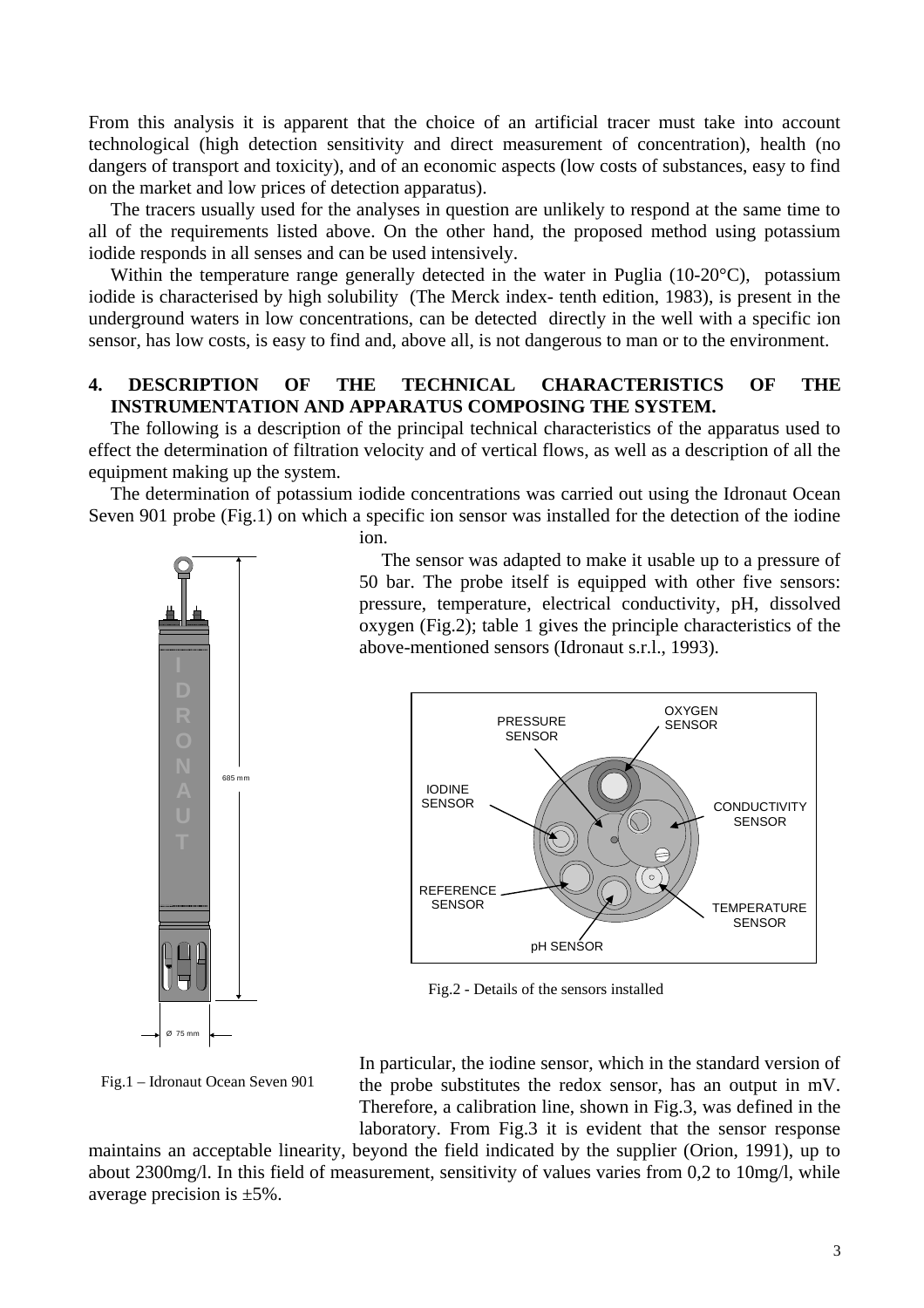From this analysis it is apparent that the choice of an artificial tracer must take into account technological (high detection sensitivity and direct measurement of concentration), health (no dangers of transport and toxicity), and of an economic aspects (low costs of substances, easy to find on the market and low prices of detection apparatus).

The tracers usually used for the analyses in question are unlikely to respond at the same time to all of the requirements listed above. On the other hand, the proposed method using potassium iodide responds in all senses and can be used intensively.

Within the temperature range generally detected in the water in Puglia (10-20°C), potassium iodide is characterised by high solubility (The Merck index- tenth edition, 1983), is present in the underground waters in low concentrations, can be detected directly in the well with a specific ion sensor, has low costs, is easy to find and, above all, is not dangerous to man or to the environment.

## 4. DESCRIPTION OF THE TECHNICAL CHARACTERISTICS OF THE INSTRUMENTATION AND APPARATUS COMPOSING THE SYSTEM.

The following is a description of the principal technical characteristics of the apparatus used to effect the determination of filtration velocity and of vertical flows, as well as a description of all the equipment making up the system.

The determination of potassium iodide concentrations was carried out using the Idronaut Ocean Seven 901 probe (Fig.1) on which a specific ion sensor was installed for the detection of the iodine ion.

The sensor was adapted to make it usable up to a pressure of 50 bar. The probe itself is equipped with other five sensors: pressure, temperature, electrical conductivity, pH, dissolved oxygen (Fig.2); table 1 gives the principle characteristics of the above-mentioned sensors (Idronaut s.r.l., 1993).

Fig.1 – Idronaut Ocean Seven 901

Fig.2 - Details of the sensors installed

In particular, the iodine sensor, which in the standard version of the probe substitutes the redox sensor, has an output in mV. Therefore, a calibration line, shown in Fig.3, was defined in the laboratory. From Fig.3 it is evident that the sensor response maintains an acceptable linearity, beyond the field indicated by the supplier (Orion, 1991), up to about 2300mg/l. In this field of measurement, sensitivity of values varies from 0,2 to 10mg/l, while average precision is ±5%.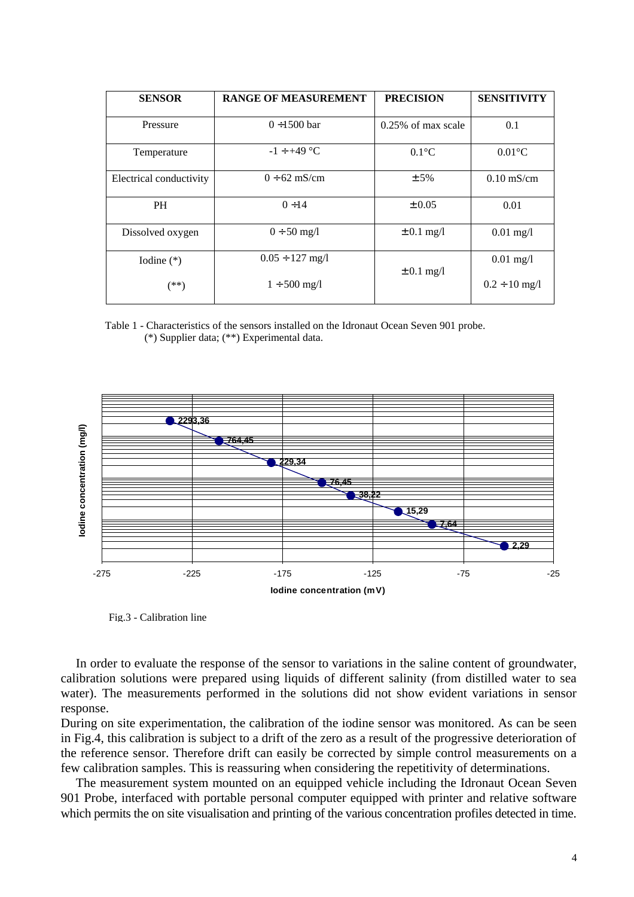| SENSOR | RANGE OF MEASUREMENT | PRECISION | SENSITIVITY |
|---|---|---|---|
| Pressure | 0 ÷1500 bar | 0.25% of max scale | 0.1 |
| Temperature | -1 ÷ +49 °C | 0.1°C | 0.01°C |
| Electrical conductivity | 0 ÷ 62 mS/cm | ± 5% | 0.10 mS/cm |
| PH | 0 ÷14 | ± 0.05 | 0.01 |
| Dissolved oxygen | 0 ÷ 50 mg/l | ± 0.1 mg/l | 0.01 mg/l |
| Iodine (*) | 0.05 ÷ 127 mg/l | ± 0.1 mg/l | 0.01 mg/l |
| (**) | 1 ÷ 500 mg/l | | 0.2 ÷ 10 mg/l |

Table 1 - Characteristics of the sensors installed on the Idronaut Ocean Seven 901 probe.
(*) Supplier data; (**) Experimental data.

Fig.3 - Calibration line

In order to evaluate the response of the sensor to variations in the saline content of groundwater, calibration solutions were prepared using liquids of different salinity (from distilled water to sea water). The measurements performed in the solutions did not show evident variations in sensor response.

During on site experimentation, the calibration of the iodine sensor was monitored. As can be seen in Fig.4, this calibration is subject to a drift of the zero as a result of the progressive deterioration of the reference sensor. Therefore drift can easily be corrected by simple control measurements on a few calibration samples. This is reassuring when considering the repetitivity of determinations.

The measurement system mounted on an equipped vehicle including the Idronaut Ocean Seven 901 Probe, interfaced with portable personal computer equipped with printer and relative software which permits the on site visualisation and printing of the various concentration profiles detected in time.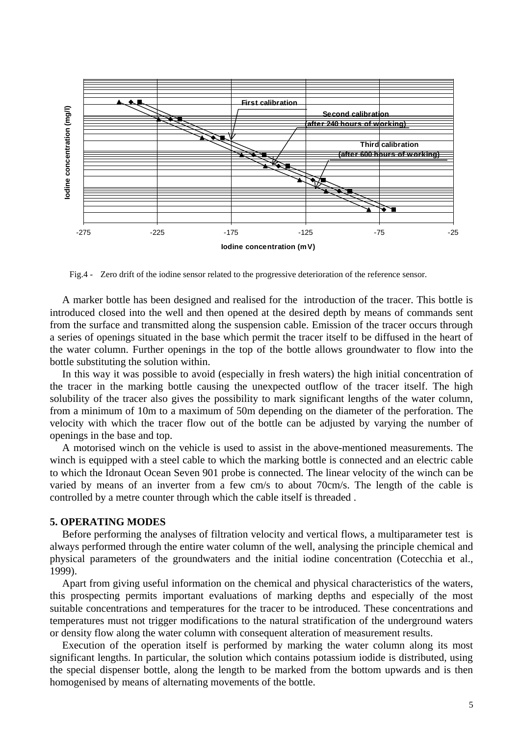Fig.4 - Zero drift of the iodine sensor related to the progressive deterioration of the reference sensor.

A marker bottle has been designed and realised for the introduction of the tracer. This bottle is introduced closed into the well and then opened at the desired depth by means of commands sent from the surface and transmitted along the suspension cable. Emission of the tracer occurs through a series of openings situated in the base which permit the tracer itself to be diffused in the heart of the water column. Further openings in the top of the bottle allows groundwater to flow into the bottle substituting the solution within.

In this way it was possible to avoid (especially in fresh waters) the high initial concentration of the tracer in the marking bottle causing the unexpected outflow of the tracer itself. The high solubility of the tracer also gives the possibility to mark significant lengths of the water column, from a minimum of 10m to a maximum of 50m depending on the diameter of the perforation. The velocity with which the tracer flow out of the bottle can be adjusted by varying the number of openings in the base and top.

A motorised winch on the vehicle is used to assist in the above-mentioned measurements. The winch is equipped with a steel cable to which the marking bottle is connected and an electric cable to which the Idronaut Ocean Seven 901 probe is connected. The linear velocity of the winch can be varied by means of an inverter from a few cm/s to about 70cm/s. The length of the cable is controlled by a metre counter through which the cable itself is threaded .

## 5. OPERATING MODES

Before performing the analyses of filtration velocity and vertical flows, a multiparameter test is always performed through the entire water column of the well, analysing the principle chemical and physical parameters of the groundwaters and the initial iodine concentration (Cotecchia et al., 1999).

Apart from giving useful information on the chemical and physical characteristics of the waters, this prospecting permits important evaluations of marking depths and especially of the most suitable concentrations and temperatures for the tracer to be introduced. These concentrations and temperatures must not trigger modifications to the natural stratification of the underground waters or density flow along the water column with consequent alteration of measurement results.

Execution of the operation itself is performed by marking the water column along its most significant lengths. In particular, the solution which contains potassium iodide is distributed, using the special dispenser bottle, along the length to be marked from the bottom upwards and is then homogenised by means of alternating movements of the bottle.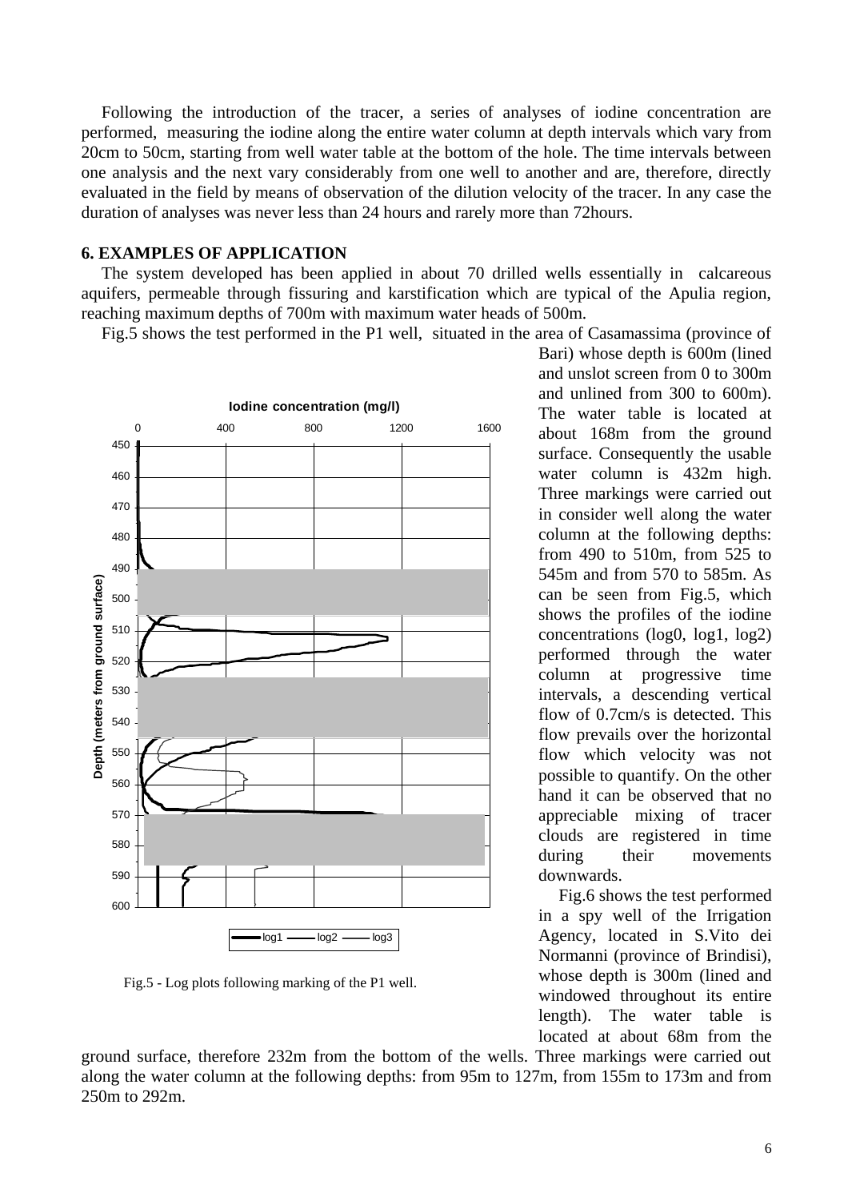Following the introduction of the tracer, a series of analyses of iodine concentration are performed, measuring the iodine along the entire water column at depth intervals which vary from 20cm to 50cm, starting from well water table at the bottom of the hole. The time intervals between one analysis and the next vary considerably from one well to another and are, therefore, directly evaluated in the field by means of observation of the dilution velocity of the tracer. In any case the duration of analyses was never less than 24 hours and rarely more than 72hours.

**6. EXAMPLES OF APPLICATION**

The system developed has been applied in about 70 drilled wells essentially in calcareous aquifers, permeable through fissuring and karstification which are typical of the Apulia region, reaching maximum depths of 700m with maximum water heads of 500m.

Fig.5 shows the test performed in the P1 well, situated in the area of Casamassima (province of Bari) whose depth is 600m (lined and unslot screen from 0 to 300m and unlined from 300 to 600m). The water table is located at about 168m from the ground surface. Consequently the usable water column is 432m high. Three markings were carried out in consider well along the water column at the following depths: from 490 to 510m, from 525 to 545m and from 570 to 585m. As can be seen from Fig.5, which shows the profiles of the iodine concentrations (log0, log1, log2) performed through the water column at progressive time intervals, a descending vertical flow of 0.7cm/s is detected. This flow prevails over the horizontal flow which velocity was not possible to quantify. On the other hand it can be observed that no appreciable mixing of tracer clouds are registered in time during their movements downwards.

Fig.5 - Log plots following marking of the P1 well.

Fig.6 shows the test performed in a spy well of the Irrigation Agency, located in S.Vito dei Normanni (province of Brindisi), whose depth is 300m (lined and windowed throughout its entire length). The water table is located at about 68m from the ground surface, therefore 232m from the bottom of the wells. Three markings were carried out along the water column at the following depths: from 95m to 127m, from 155m to 173m and from 250m to 292m.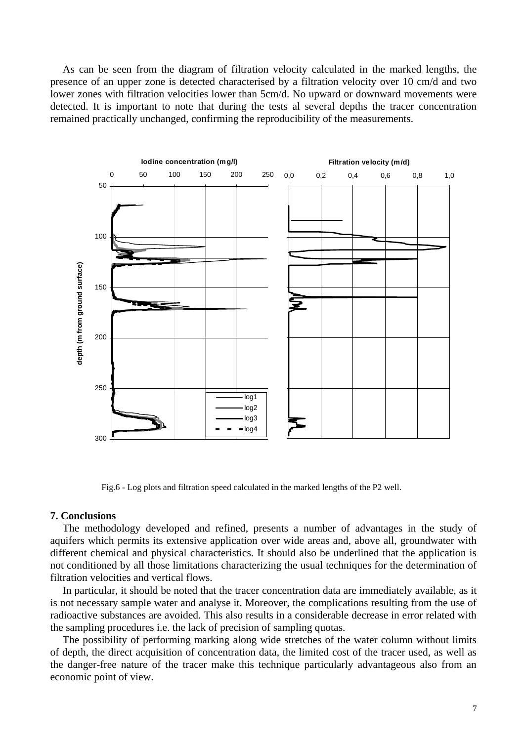As can be seen from the diagram of filtration velocity calculated in the marked lengths, the presence of an upper zone is detected characterised by a filtration velocity over 10 cm/d and two lower zones with filtration velocities lower than 5cm/d. No upward or downward movements were detected. It is important to note that during the tests al several depths the tracer concentration remained practically unchanged, confirming the reproducibility of the measurements.

Fig.6 - Log plots and filtration speed calculated in the marked lengths of the P2 well.

## 7. Conclusions

The methodology developed and refined, presents a number of advantages in the study of aquifers which permits its extensive application over wide areas and, above all, groundwater with different chemical and physical characteristics. It should also be underlined that the application is not conditioned by all those limitations characterizing the usual techniques for the determination of filtration velocities and vertical flows.

In particular, it should be noted that the tracer concentration data are immediately available, as it is not necessary sample water and analyse it. Moreover, the complications resulting from the use of radioactive substances are avoided. This also results in a considerable decrease in error related with the sampling procedures i.e. the lack of precision of sampling quotas.

The possibility of performing marking along wide stretches of the water column without limits of depth, the direct acquisition of concentration data, the limited cost of the tracer used, as well as the danger-free nature of the tracer make this technique particularly advantageous also from an economic point of view.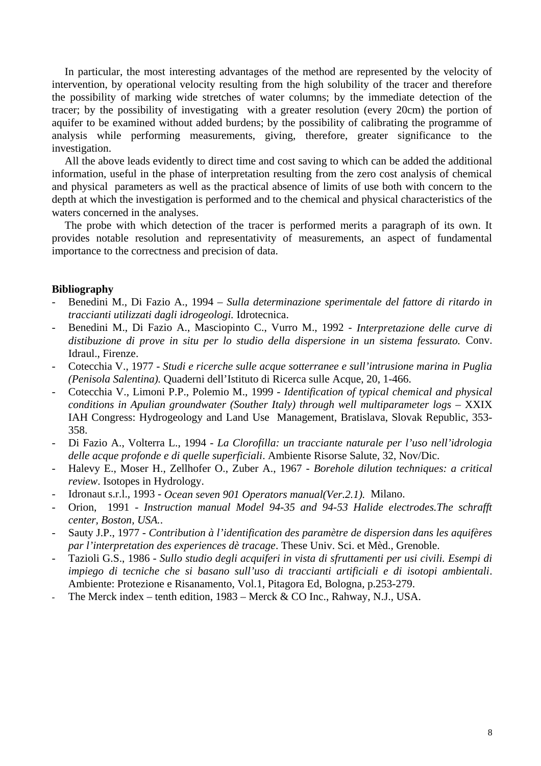In particular, the most interesting advantages of the method are represented by the velocity of intervention, by operational velocity resulting from the high solubility of the tracer and therefore the possibility of marking wide stretches of water columns; by the immediate detection of the tracer; by the possibility of investigating with a greater resolution (every 20cm) the portion of aquifer to be examined without added burdens; by the possibility of calibrating the programme of analysis while performing measurements, giving, therefore, greater significance to the investigation.

All the above leads evidently to direct time and cost saving to which can be added the additional information, useful in the phase of interpretation resulting from the zero cost analysis of chemical and physical parameters as well as the practical absence of limits of use both with concern to the depth at which the investigation is performed and to the chemical and physical characteristics of the waters concerned in the analyses.

The probe with which detection of the tracer is performed merits a paragraph of its own. It provides notable resolution and representativity of measurements, an aspect of fundamental importance to the correctness and precision of data.

**Bibliography**

- Benedini M., Di Fazio A., 1994 – *Sulla determinazione sperimentale del fattore di ritardo in traccianti utilizzati dagli idrogeologi.* Idrotecnica.
- Benedini M., Di Fazio A., Masciopinto C., Vurro M., 1992 - *Interpretazione delle curve di distibuzione di prove in situ per lo studio della dispersione in un sistema fessurato.* Conv. Idraul., Firenze.
- Cotecchia V., 1977 - *Studi e ricerche sulle acque sotterranee e sull'intrusione marina in Puglia (Penisola Salentina).* Quaderni dell'Istituto di Ricerca sulle Acque, 20, 1-466.
- Cotecchia V., Limoni P.P., Polemio M., 1999 - *Identification of typical chemical and physical conditions in Apulian groundwater (Souther Italy) through well multiparameter logs* – XXIX IAH Congress: Hydrogeology and Land Use Management, Bratislava, Slovak Republic, 353-358.
- Di Fazio A., Volterra L., 1994 - *La Clorofilla: un tracciante naturale per l'uso nell'idrologia delle acque profonde e di quelle superficiali*. Ambiente Risorse Salute, 32, Nov/Dic.
- Halevy E., Moser H., Zellhofer O., Zuber A., 1967 - *Borehole dilution techniques: a critical review*. Isotopes in Hydrology.
- Idronaut s.r.l., 1993 - *Ocean seven 901 Operators manual(Ver.2.1).* Milano.
- Orion, 1991 - *Instruction manual Model 94-35 and 94-53 Halide electrodes.The schrafft center, Boston, USA.*.
- Sauty J.P., 1977 - *Contribution à l'identification des paramètre de dispersion dans les aquifères par l'interpretation des experiences dè tracage*. These Univ. Sci. et Mèd., Grenoble.
- Tazioli G.S., 1986 - *Sullo studio degli acquiferi in vista di sfruttamenti per usi civili. Esempi di impiego di tecniche che si basano sull'uso di traccianti artificiali e di isotopi ambientali*. Ambiente: Protezione e Risanamento, Vol.1, Pitagora Ed, Bologna, p.253-279.
- The Merck index – tenth edition, 1983 – Merck & CO Inc., Rahway, N.J., USA.